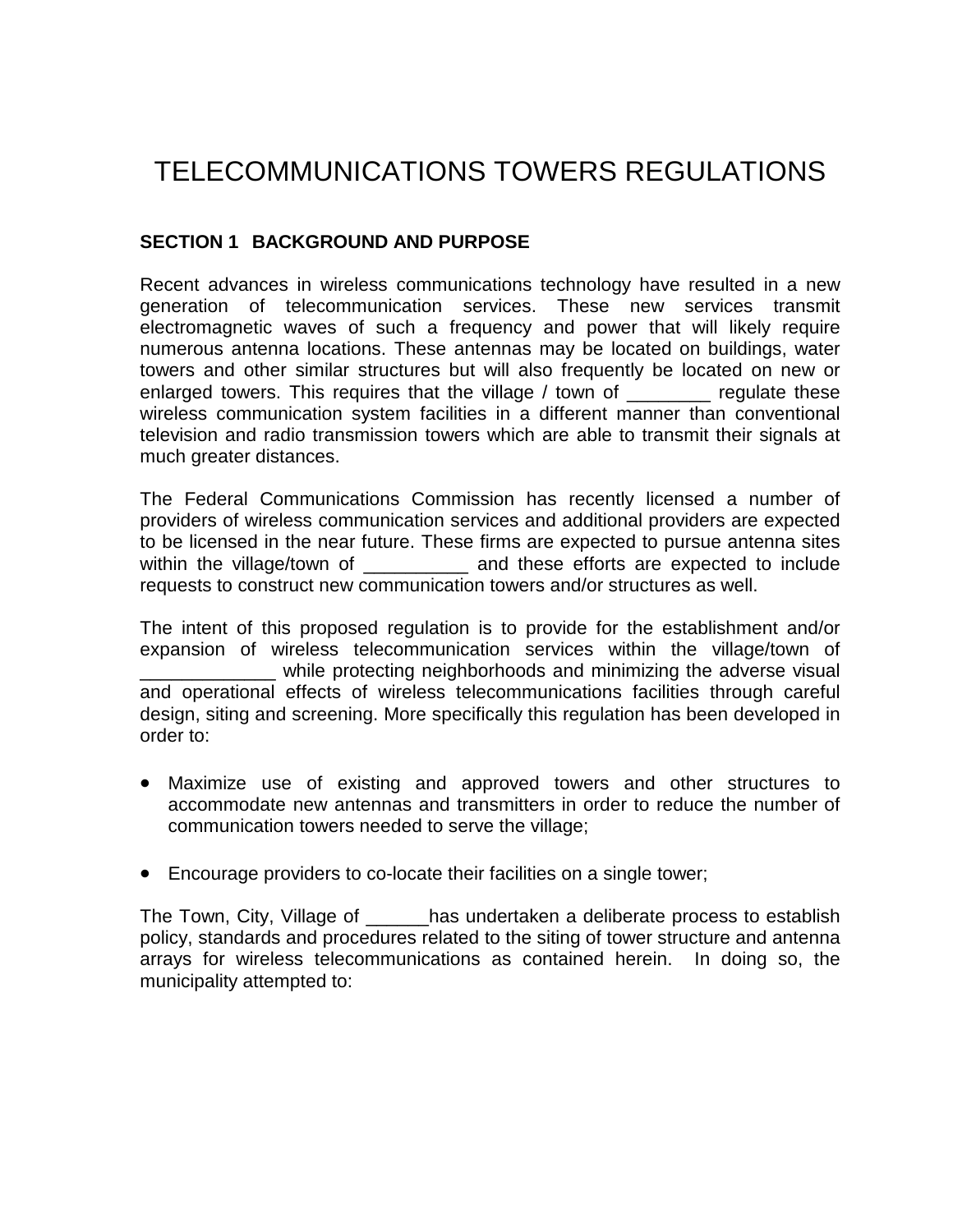# TELECOMMUNICATIONS TOWERS REGULATIONS

## SECTION 1 BACKGROUND AND PURPOSE

Recent advances in wireless communications technology have resulted in a new generation of telecommunication services. These new services transmit electromagnetic waves of such a frequency and power that will likely require numerous antenna locations. These antennas may be located on buildings, water towers and other similar structures but will also frequently be located on new or enlarged towers. This requires that the village / town of ________ regulate these wireless communication system facilities in a different manner than conventional television and radio transmission towers which are able to transmit their signals at much greater distances.

The Federal Communications Commission has recently licensed a number of providers of wireless communication services and additional providers are expected to be licensed in the near future. These firms are expected to pursue antenna sites within the village/town of __________ and these efforts are expected to include requests to construct new communication towers and/or structures as well.

The intent of this proposed regulation is to provide for the establishment and/or expansion of wireless telecommunication services within the village/town of _____________ while protecting neighborhoods and minimizing the adverse visual and operational effects of wireless telecommunications facilities through careful design, siting and screening. More specifically this regulation has been developed in order to:

- Maximize use of existing and approved towers and other structures to accommodate new antennas and transmitters in order to reduce the number of communication towers needed to serve the village;
- Encourage providers to co-locate their facilities on a single tower;

The Town, City, Village of ______has undertaken a deliberate process to establish policy, standards and procedures related to the siting of tower structure and antenna arrays for wireless telecommunications as contained herein. In doing so, the municipality attempted to: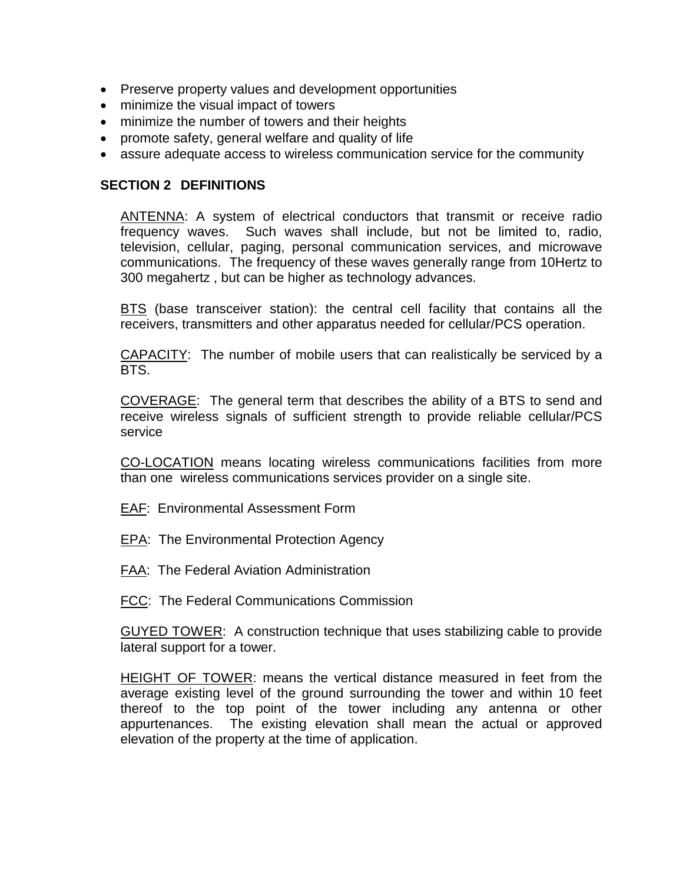- Preserve property values and development opportunities
- minimize the visual impact of towers
- minimize the number of towers and their heights
- promote safety, general welfare and quality of life
- assure adequate access to wireless communication service for the community

## SECTION 2 DEFINITIONS

ANTENNA: A system of electrical conductors that transmit or receive radio frequency waves. Such waves shall include, but not be limited to, radio, television, cellular, paging, personal communication services, and microwave communications. The frequency of these waves generally range from 10Hertz to 300 megahertz , but can be higher as technology advances.

BTS (base transceiver station): the central cell facility that contains all the receivers, transmitters and other apparatus needed for cellular/PCS operation.

CAPACITY: The number of mobile users that can realistically be serviced by a BTS.

COVERAGE: The general term that describes the ability of a BTS to send and receive wireless signals of sufficient strength to provide reliable cellular/PCS service

CO-LOCATION means locating wireless communications facilities from more than one wireless communications services provider on a single site.

EAF: Environmental Assessment Form

EPA: The Environmental Protection Agency

FAA: The Federal Aviation Administration

FCC: The Federal Communications Commission

GUYED TOWER: A construction technique that uses stabilizing cable to provide lateral support for a tower.

HEIGHT OF TOWER: means the vertical distance measured in feet from the average existing level of the ground surrounding the tower and within 10 feet thereof to the top point of the tower including any antenna or other appurtenances. The existing elevation shall mean the actual or approved elevation of the property at the time of application.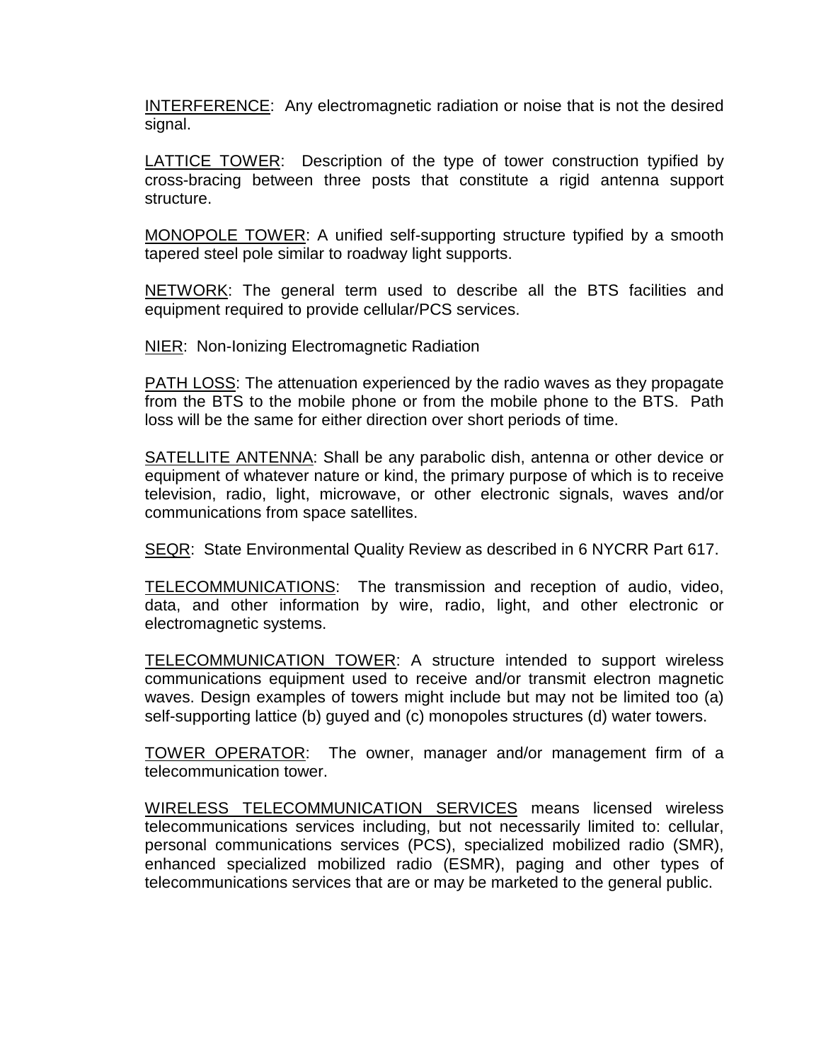<u>INTERFERENCE</u>: Any electromagnetic radiation or noise that is not the desired signal.

<u>LATTICE TOWER</u>: Description of the type of tower construction typified by cross-bracing between three posts that constitute a rigid antenna support structure.

<u>MONOPOLE TOWER</u>: A unified self-supporting structure typified by a smooth tapered steel pole similar to roadway light supports.

<u>NETWORK</u>: The general term used to describe all the BTS facilities and equipment required to provide cellular/PCS services.

<u>NIER</u>: Non-Ionizing Electromagnetic Radiation

<u>PATH LOSS</u>: The attenuation experienced by the radio waves as they propagate from the BTS to the mobile phone or from the mobile phone to the BTS. Path loss will be the same for either direction over short periods of time.

<u>SATELLITE ANTENNA</u>: Shall be any parabolic dish, antenna or other device or equipment of whatever nature or kind, the primary purpose of which is to receive television, radio, light, microwave, or other electronic signals, waves and/or communications from space satellites.

<u>SEQR</u>: State Environmental Quality Review as described in 6 NYCRR Part 617.

<u>TELECOMMUNICATIONS</u>: The transmission and reception of audio, video, data, and other information by wire, radio, light, and other electronic or electromagnetic systems.

<u>TELECOMMUNICATION TOWER</u>: A structure intended to support wireless communications equipment used to receive and/or transmit electron magnetic waves. Design examples of towers might include but may not be limited too (a) self-supporting lattice (b) guyed and (c) monopoles structures (d) water towers.

<u>TOWER OPERATOR</u>: The owner, manager and/or management firm of a telecommunication tower.

<u>WIRELESS TELECOMMUNICATION SERVICES</u> means licensed wireless telecommunications services including, but not necessarily limited to: cellular, personal communications services (PCS), specialized mobilized radio (SMR), enhanced specialized mobilized radio (ESMR), paging and other types of telecommunications services that are or may be marketed to the general public.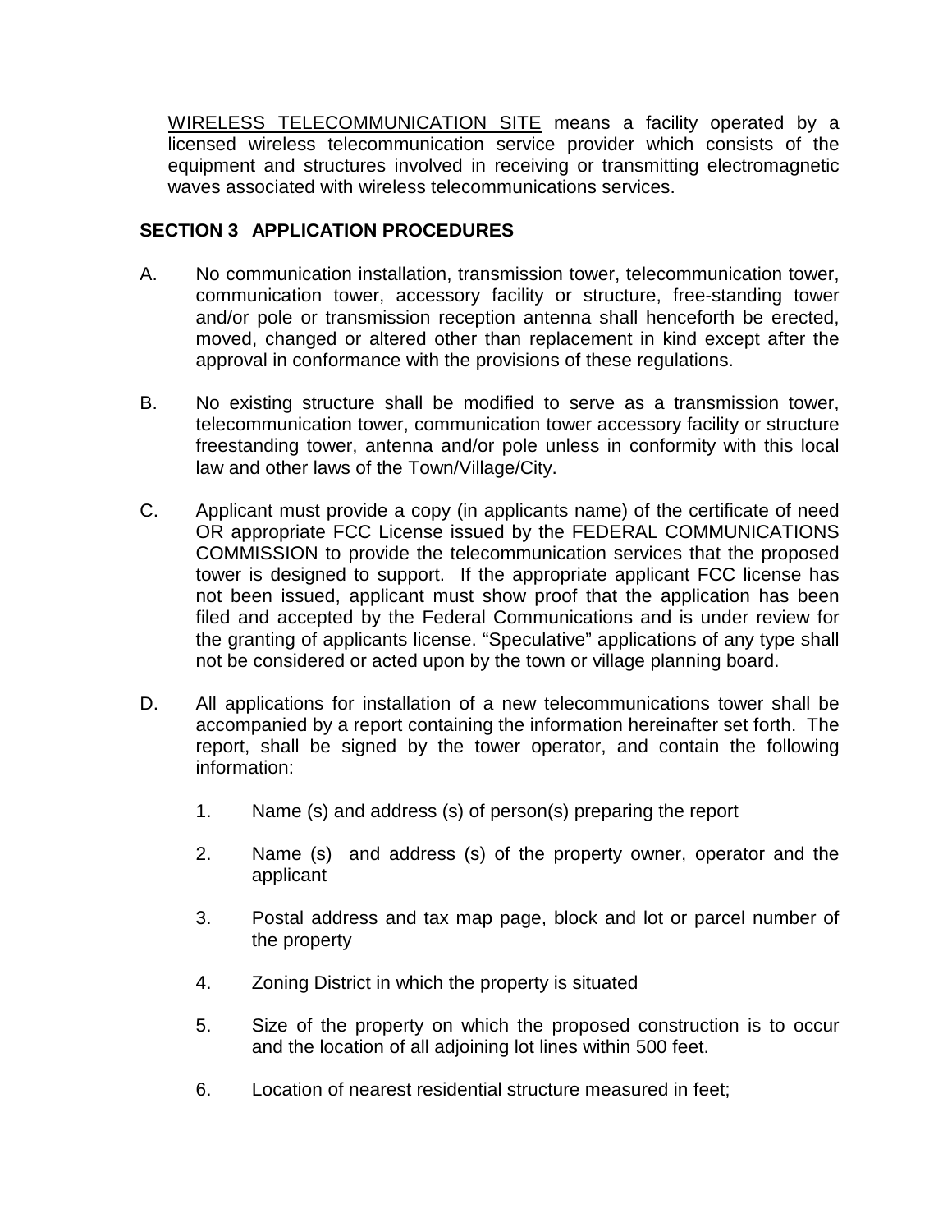<u>WIRELESS TELECOMMUNICATION SITE</u> means a facility operated by a licensed wireless telecommunication service provider which consists of the equipment and structures involved in receiving or transmitting electromagnetic waves associated with wireless telecommunications services.

## SECTION 3 APPLICATION PROCEDURES

A. No communication installation, transmission tower, telecommunication tower, communication tower, accessory facility or structure, free-standing tower and/or pole or transmission reception antenna shall henceforth be erected, moved, changed or altered other than replacement in kind except after the approval in conformance with the provisions of these regulations.

B. No existing structure shall be modified to serve as a transmission tower, telecommunication tower, communication tower accessory facility or structure freestanding tower, antenna and/or pole unless in conformity with this local law and other laws of the Town/Village/City.

C. Applicant must provide a copy (in applicants name) of the certificate of need OR appropriate FCC License issued by the FEDERAL COMMUNICATIONS COMMISSION to provide the telecommunication services that the proposed tower is designed to support. If the appropriate applicant FCC license has not been issued, applicant must show proof that the application has been filed and accepted by the Federal Communications and is under review for the granting of applicants license. "Speculative" applications of any type shall not be considered or acted upon by the town or village planning board.

D. All applications for installation of a new telecommunications tower shall be accompanied by a report containing the information hereinafter set forth. The report, shall be signed by the tower operator, and contain the following information:

   1. Name (s) and address (s) of person(s) preparing the report

   2. Name (s) and address (s) of the property owner, operator and the applicant

   3. Postal address and tax map page, block and lot or parcel number of the property

   4. Zoning District in which the property is situated

   5. Size of the property on which the proposed construction is to occur and the location of all adjoining lot lines within 500 feet.

   6. Location of nearest residential structure measured in feet;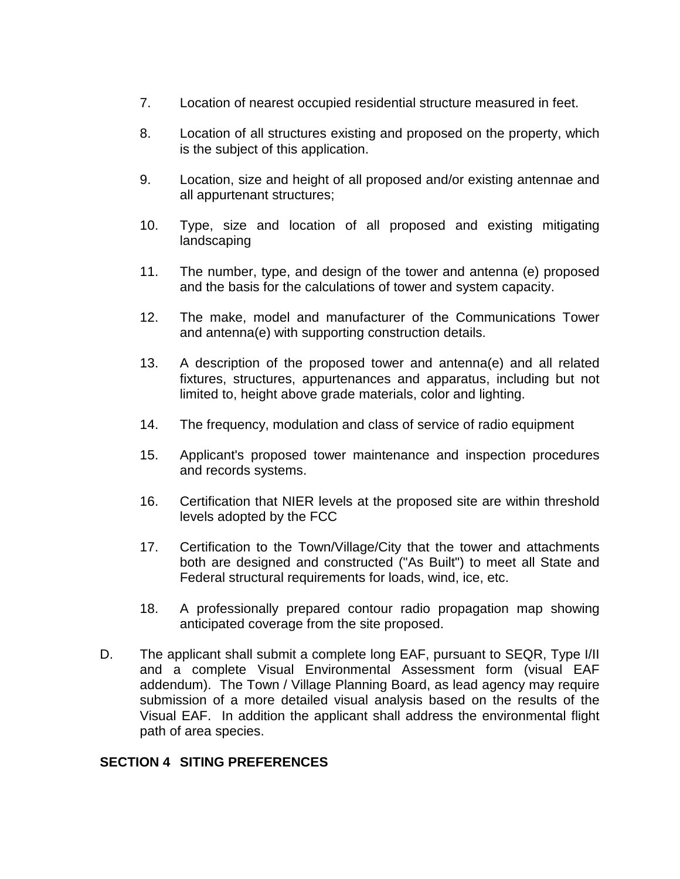7. Location of nearest occupied residential structure measured in feet.

8. Location of all structures existing and proposed on the property, which is the subject of this application.

9. Location, size and height of all proposed and/or existing antennae and all appurtenant structures;

10. Type, size and location of all proposed and existing mitigating landscaping

11. The number, type, and design of the tower and antenna (e) proposed and the basis for the calculations of tower and system capacity.

12. The make, model and manufacturer of the Communications Tower and antenna(e) with supporting construction details.

13. A description of the proposed tower and antenna(e) and all related fixtures, structures, appurtenances and apparatus, including but not limited to, height above grade materials, color and lighting.

14. The frequency, modulation and class of service of radio equipment

15. Applicant's proposed tower maintenance and inspection procedures and records systems.

16. Certification that NIER levels at the proposed site are within threshold levels adopted by the FCC

17. Certification to the Town/Village/City that the tower and attachments both are designed and constructed ("As Built") to meet all State and Federal structural requirements for loads, wind, ice, etc.

18. A professionally prepared contour radio propagation map showing anticipated coverage from the site proposed.

D. The applicant shall submit a complete long EAF, pursuant to SEQR, Type I/II and a complete Visual Environmental Assessment form (visual EAF addendum). The Town / Village Planning Board, as lead agency may require submission of a more detailed visual analysis based on the results of the Visual EAF. In addition the applicant shall address the environmental flight path of area species.

## SECTION 4 SITING PREFERENCES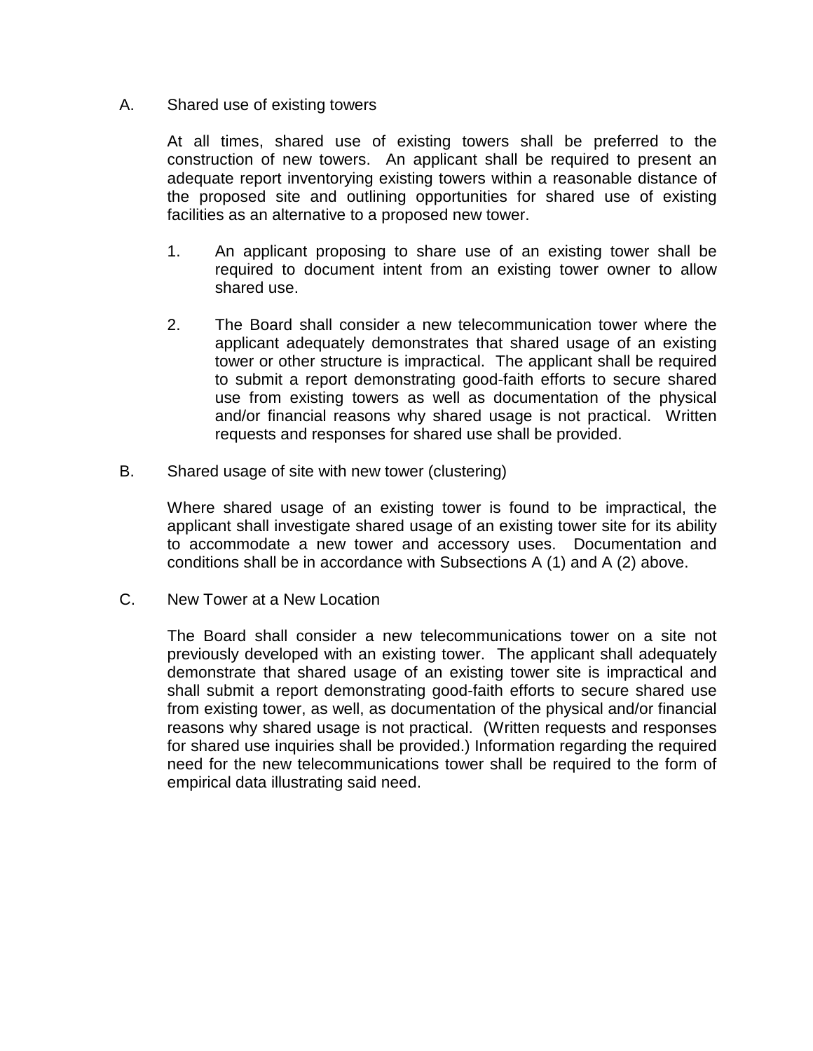A. Shared use of existing towers

At all times, shared use of existing towers shall be preferred to the construction of new towers. An applicant shall be required to present an adequate report inventorying existing towers within a reasonable distance of the proposed site and outlining opportunities for shared use of existing facilities as an alternative to a proposed new tower.

1. An applicant proposing to share use of an existing tower shall be required to document intent from an existing tower owner to allow shared use.

2. The Board shall consider a new telecommunication tower where the applicant adequately demonstrates that shared usage of an existing tower or other structure is impractical. The applicant shall be required to submit a report demonstrating good-faith efforts to secure shared use from existing towers as well as documentation of the physical and/or financial reasons why shared usage is not practical. Written requests and responses for shared use shall be provided.

B. Shared usage of site with new tower (clustering)

Where shared usage of an existing tower is found to be impractical, the applicant shall investigate shared usage of an existing tower site for its ability to accommodate a new tower and accessory uses. Documentation and conditions shall be in accordance with Subsections A (1) and A (2) above.

C. New Tower at a New Location

The Board shall consider a new telecommunications tower on a site not previously developed with an existing tower. The applicant shall adequately demonstrate that shared usage of an existing tower site is impractical and shall submit a report demonstrating good-faith efforts to secure shared use from existing tower, as well, as documentation of the physical and/or financial reasons why shared usage is not practical. (Written requests and responses for shared use inquiries shall be provided.) Information regarding the required need for the new telecommunications tower shall be required to the form of empirical data illustrating said need.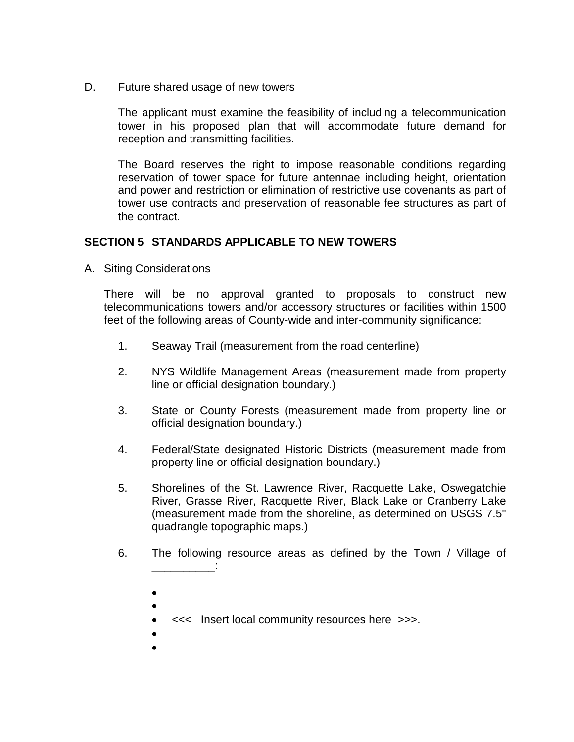D. Future shared usage of new towers

The applicant must examine the feasibility of including a telecommunication tower in his proposed plan that will accommodate future demand for reception and transmitting facilities.

The Board reserves the right to impose reasonable conditions regarding reservation of tower space for future antennae including height, orientation and power and restriction or elimination of restrictive use covenants as part of tower use contracts and preservation of reasonable fee structures as part of the contract.

## SECTION 5 STANDARDS APPLICABLE TO NEW TOWERS

A. Siting Considerations

There will be no approval granted to proposals to construct new telecommunications towers and/or accessory structures or facilities within 1500 feet of the following areas of County-wide and inter-community significance:

1. Seaway Trail (measurement from the road centerline)

2. NYS Wildlife Management Areas (measurement made from property line or official designation boundary.)

3. State or County Forests (measurement made from property line or official designation boundary.)

4. Federal/State designated Historic Districts (measurement made from property line or official designation boundary.)

5. Shorelines of the St. Lawrence River, Racquette Lake, Oswegatchie River, Grasse River, Racquette River, Black Lake or Cranberry Lake (measurement made from the shoreline, as determined on USGS 7.5" quadrangle topographic maps.)

6. The following resource areas as defined by the Town / Village of __________:

   - 
   - 
   - <<< Insert local community resources here >>>.
   - 
   -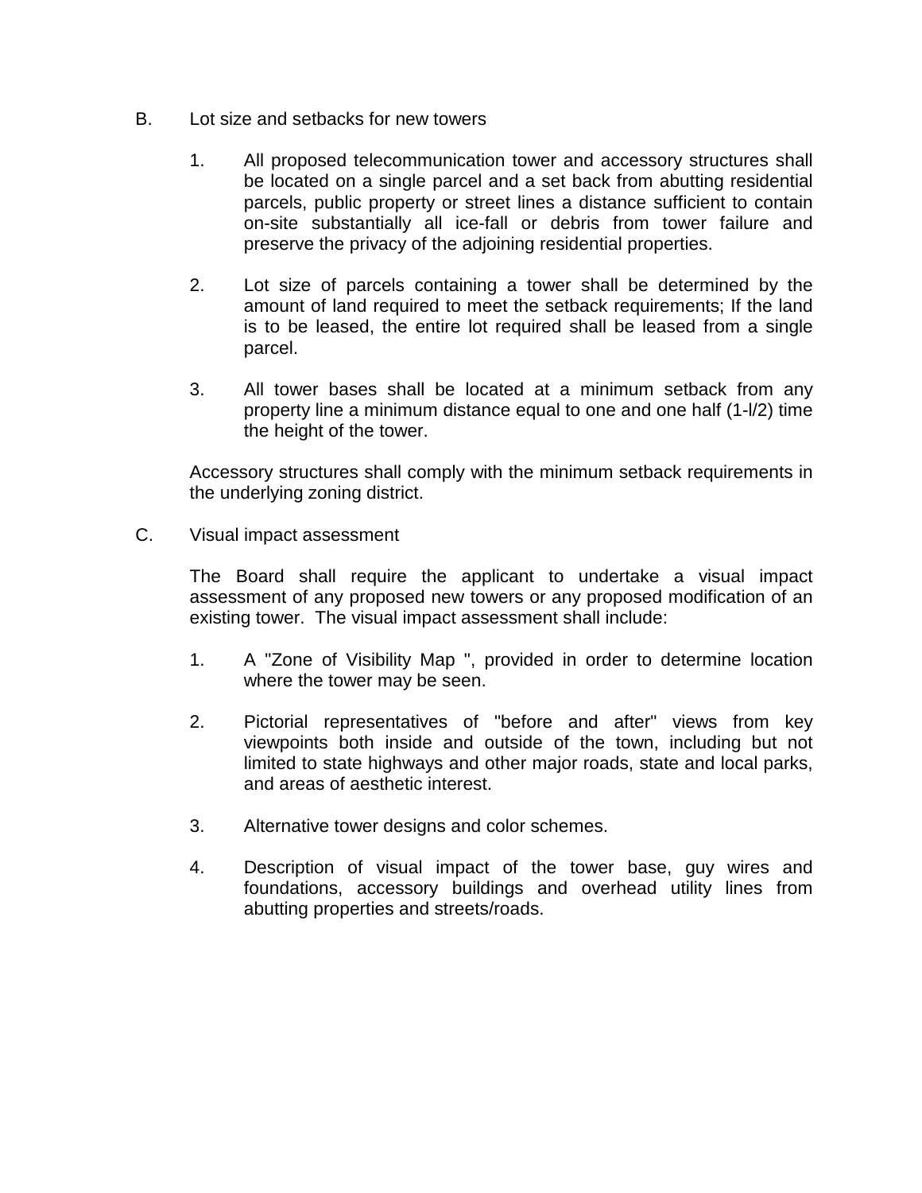B. Lot size and setbacks for new towers

1. All proposed telecommunication tower and accessory structures shall be located on a single parcel and a set back from abutting residential parcels, public property or street lines a distance sufficient to contain on-site substantially all ice-fall or debris from tower failure and preserve the privacy of the adjoining residential properties.

2. Lot size of parcels containing a tower shall be determined by the amount of land required to meet the setback requirements; If the land is to be leased, the entire lot required shall be leased from a single parcel.

3. All tower bases shall be located at a minimum setback from any property line a minimum distance equal to one and one half (1-l/2) time the height of the tower.

Accessory structures shall comply with the minimum setback requirements in the underlying zoning district.

C. Visual impact assessment

The Board shall require the applicant to undertake a visual impact assessment of any proposed new towers or any proposed modification of an existing tower. The visual impact assessment shall include:

1. A "Zone of Visibility Map ", provided in order to determine location where the tower may be seen.

2. Pictorial representatives of "before and after" views from key viewpoints both inside and outside of the town, including but not limited to state highways and other major roads, state and local parks, and areas of aesthetic interest.

3. Alternative tower designs and color schemes.

4. Description of visual impact of the tower base, guy wires and foundations, accessory buildings and overhead utility lines from abutting properties and streets/roads.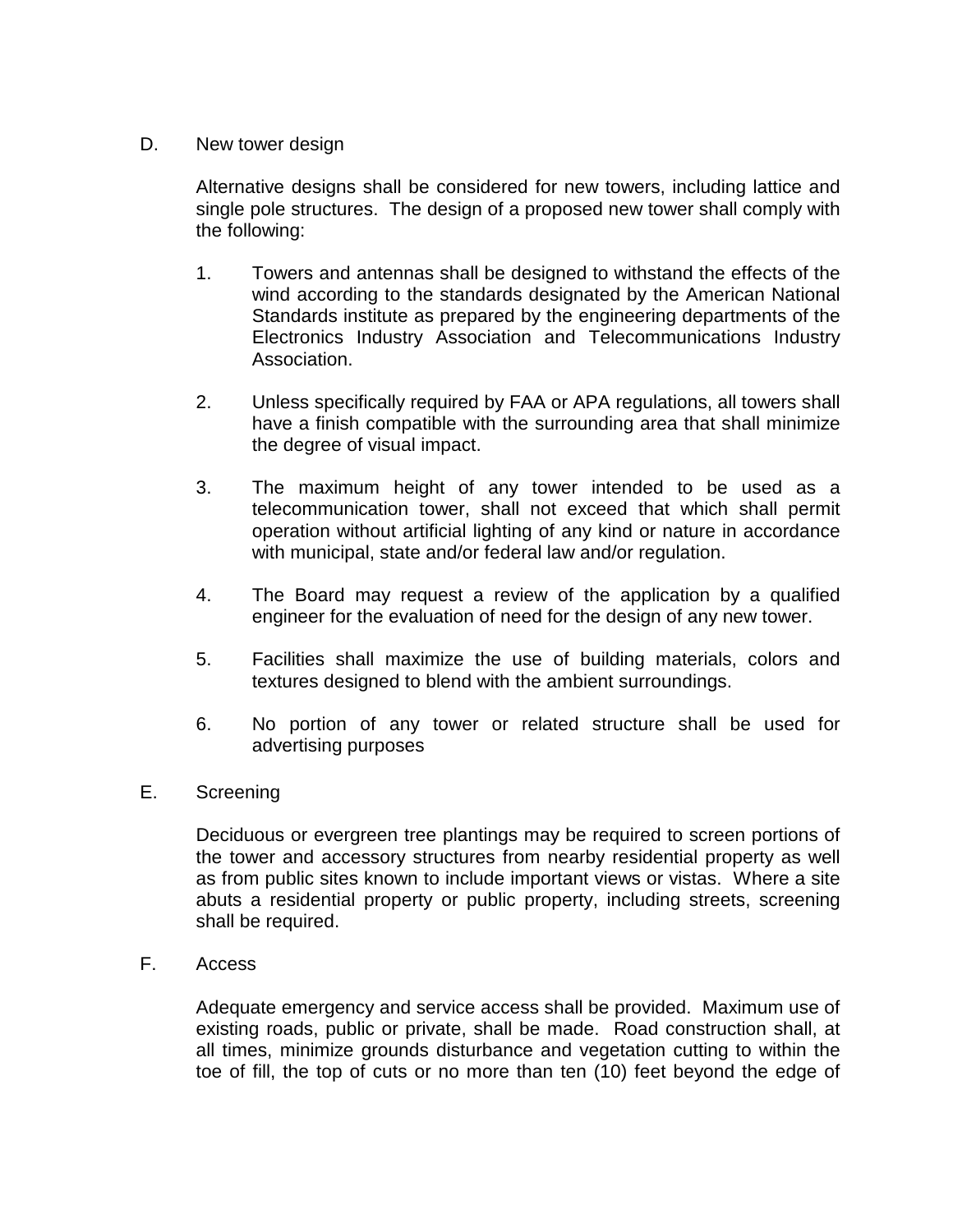D. New tower design

Alternative designs shall be considered for new towers, including lattice and single pole structures. The design of a proposed new tower shall comply with the following:

1. Towers and antennas shall be designed to withstand the effects of the wind according to the standards designated by the American National Standards institute as prepared by the engineering departments of the Electronics Industry Association and Telecommunications Industry Association.

2. Unless specifically required by FAA or APA regulations, all towers shall have a finish compatible with the surrounding area that shall minimize the degree of visual impact.

3. The maximum height of any tower intended to be used as a telecommunication tower, shall not exceed that which shall permit operation without artificial lighting of any kind or nature in accordance with municipal, state and/or federal law and/or regulation.

4. The Board may request a review of the application by a qualified engineer for the evaluation of need for the design of any new tower.

5. Facilities shall maximize the use of building materials, colors and textures designed to blend with the ambient surroundings.

6. No portion of any tower or related structure shall be used for advertising purposes

E. Screening

Deciduous or evergreen tree plantings may be required to screen portions of the tower and accessory structures from nearby residential property as well as from public sites known to include important views or vistas. Where a site abuts a residential property or public property, including streets, screening shall be required.

F. Access

Adequate emergency and service access shall be provided. Maximum use of existing roads, public or private, shall be made. Road construction shall, at all times, minimize grounds disturbance and vegetation cutting to within the toe of fill, the top of cuts or no more than ten (10) feet beyond the edge of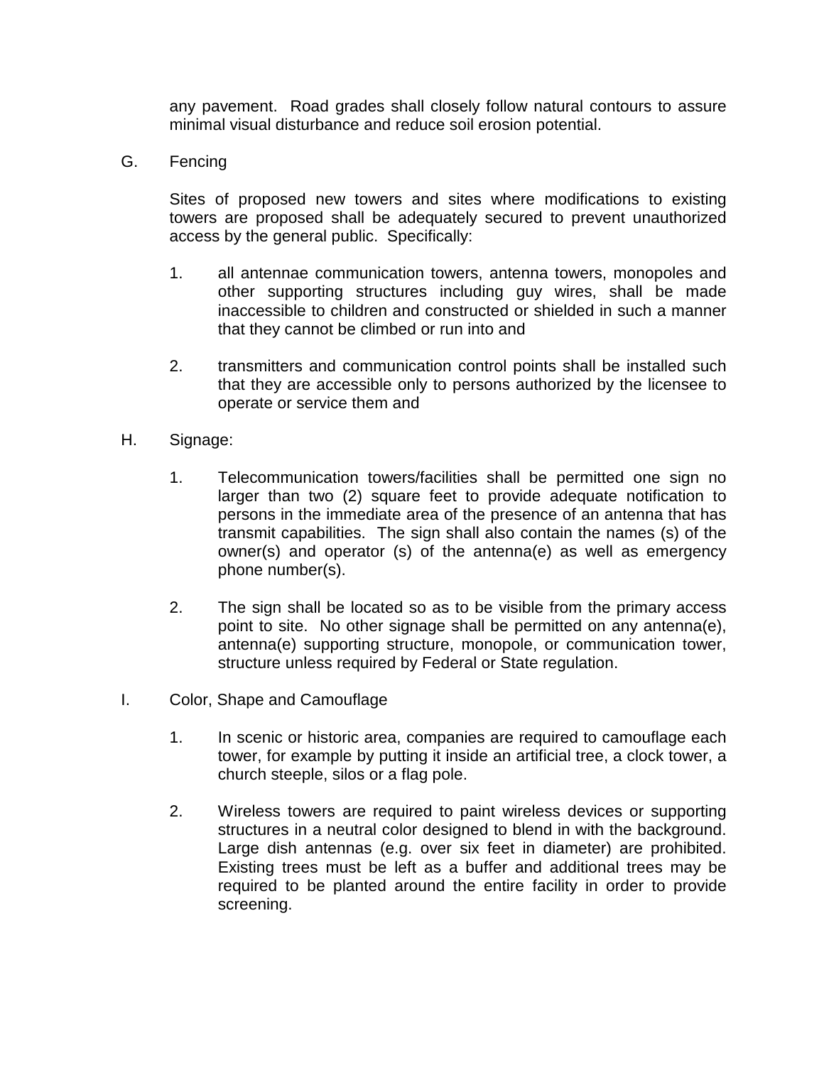any pavement. Road grades shall closely follow natural contours to assure minimal visual disturbance and reduce soil erosion potential.

G. Fencing

Sites of proposed new towers and sites where modifications to existing towers are proposed shall be adequately secured to prevent unauthorized access by the general public. Specifically:

1. all antennae communication towers, antenna towers, monopoles and other supporting structures including guy wires, shall be made inaccessible to children and constructed or shielded in such a manner that they cannot be climbed or run into and

2. transmitters and communication control points shall be installed such that they are accessible only to persons authorized by the licensee to operate or service them and

H. Signage:

1. Telecommunication towers/facilities shall be permitted one sign no larger than two (2) square feet to provide adequate notification to persons in the immediate area of the presence of an antenna that has transmit capabilities. The sign shall also contain the names (s) of the owner(s) and operator (s) of the antenna(e) as well as emergency phone number(s).

2. The sign shall be located so as to be visible from the primary access point to site. No other signage shall be permitted on any antenna(e), antenna(e) supporting structure, monopole, or communication tower, structure unless required by Federal or State regulation.

I. Color, Shape and Camouflage

1. In scenic or historic area, companies are required to camouflage each tower, for example by putting it inside an artificial tree, a clock tower, a church steeple, silos or a flag pole.

2. Wireless towers are required to paint wireless devices or supporting structures in a neutral color designed to blend in with the background. Large dish antennas (e.g. over six feet in diameter) are prohibited. Existing trees must be left as a buffer and additional trees may be required to be planted around the entire facility in order to provide screening.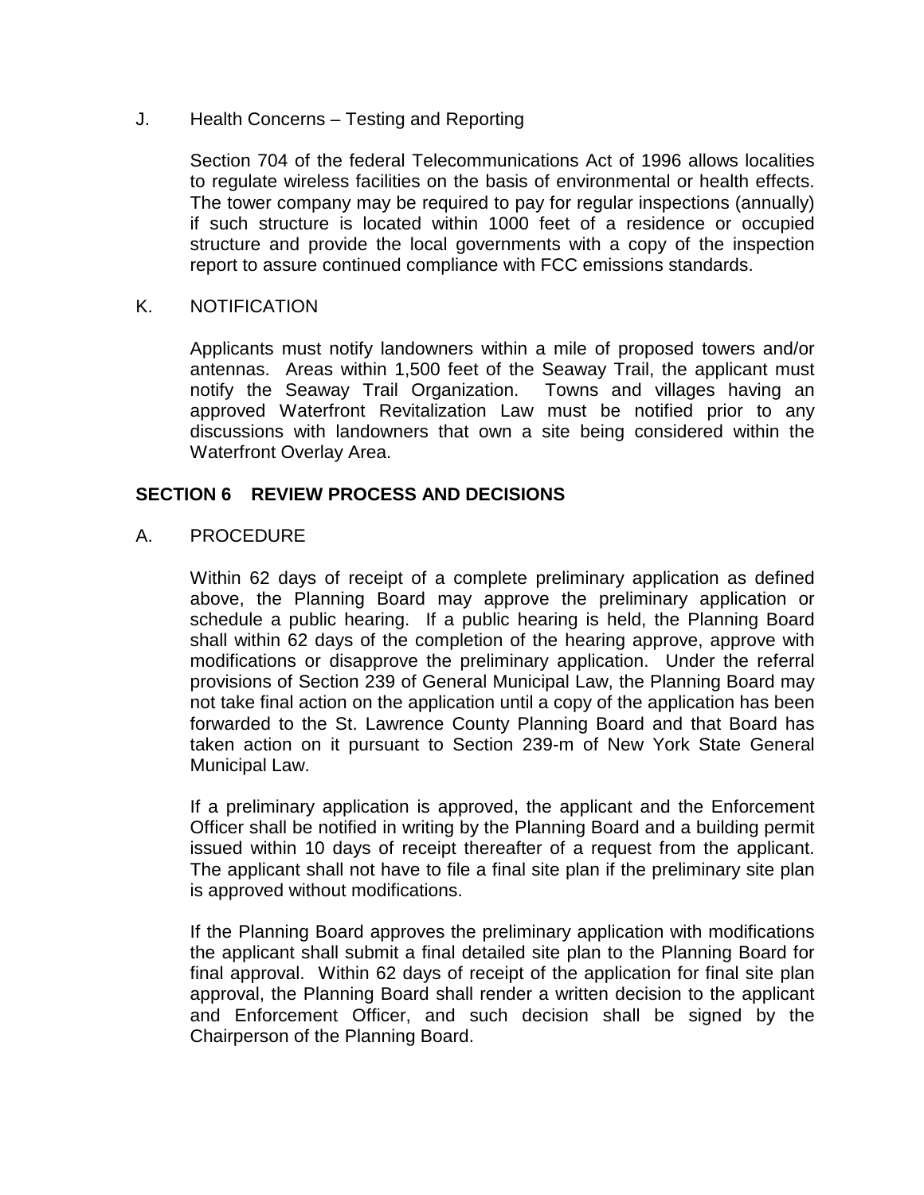J. Health Concerns – Testing and Reporting

Section 704 of the federal Telecommunications Act of 1996 allows localities to regulate wireless facilities on the basis of environmental or health effects. The tower company may be required to pay for regular inspections (annually) if such structure is located within 1000 feet of a residence or occupied structure and provide the local governments with a copy of the inspection report to assure continued compliance with FCC emissions standards.

K. NOTIFICATION

Applicants must notify landowners within a mile of proposed towers and/or antennas. Areas within 1,500 feet of the Seaway Trail, the applicant must notify the Seaway Trail Organization. Towns and villages having an approved Waterfront Revitalization Law must be notified prior to any discussions with landowners that own a site being considered within the Waterfront Overlay Area.

## SECTION 6 REVIEW PROCESS AND DECISIONS

A. PROCEDURE

Within 62 days of receipt of a complete preliminary application as defined above, the Planning Board may approve the preliminary application or schedule a public hearing. If a public hearing is held, the Planning Board shall within 62 days of the completion of the hearing approve, approve with modifications or disapprove the preliminary application. Under the referral provisions of Section 239 of General Municipal Law, the Planning Board may not take final action on the application until a copy of the application has been forwarded to the St. Lawrence County Planning Board and that Board has taken action on it pursuant to Section 239-m of New York State General Municipal Law.

If a preliminary application is approved, the applicant and the Enforcement Officer shall be notified in writing by the Planning Board and a building permit issued within 10 days of receipt thereafter of a request from the applicant. The applicant shall not have to file a final site plan if the preliminary site plan is approved without modifications.

If the Planning Board approves the preliminary application with modifications the applicant shall submit a final detailed site plan to the Planning Board for final approval. Within 62 days of receipt of the application for final site plan approval, the Planning Board shall render a written decision to the applicant and Enforcement Officer, and such decision shall be signed by the Chairperson of the Planning Board.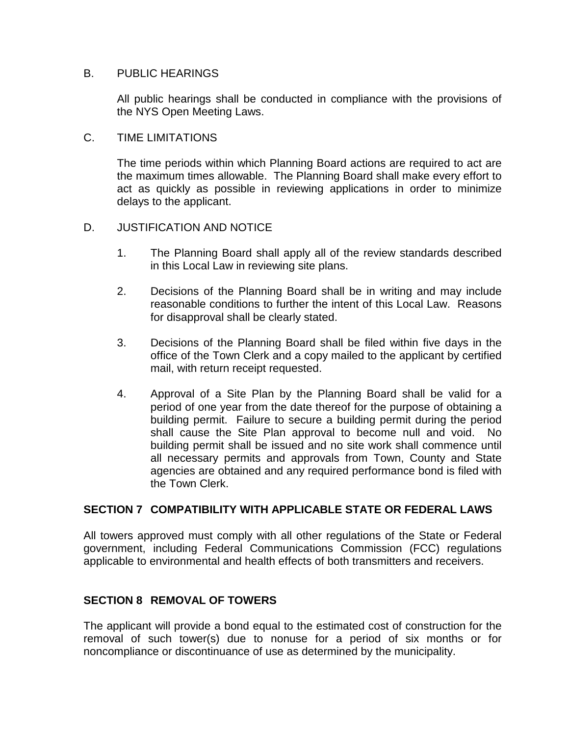B. PUBLIC HEARINGS

All public hearings shall be conducted in compliance with the provisions of the NYS Open Meeting Laws.

C. TIME LIMITATIONS

The time periods within which Planning Board actions are required to act are the maximum times allowable. The Planning Board shall make every effort to act as quickly as possible in reviewing applications in order to minimize delays to the applicant.

D. JUSTIFICATION AND NOTICE

1. The Planning Board shall apply all of the review standards described in this Local Law in reviewing site plans.

2. Decisions of the Planning Board shall be in writing and may include reasonable conditions to further the intent of this Local Law. Reasons for disapproval shall be clearly stated.

3. Decisions of the Planning Board shall be filed within five days in the office of the Town Clerk and a copy mailed to the applicant by certified mail, with return receipt requested.

4. Approval of a Site Plan by the Planning Board shall be valid for a period of one year from the date thereof for the purpose of obtaining a building permit. Failure to secure a building permit during the period shall cause the Site Plan approval to become null and void. No building permit shall be issued and no site work shall commence until all necessary permits and approvals from Town, County and State agencies are obtained and any required performance bond is filed with the Town Clerk.

## SECTION 7 COMPATIBILITY WITH APPLICABLE STATE OR FEDERAL LAWS

All towers approved must comply with all other regulations of the State or Federal government, including Federal Communications Commission (FCC) regulations applicable to environmental and health effects of both transmitters and receivers.

## SECTION 8 REMOVAL OF TOWERS

The applicant will provide a bond equal to the estimated cost of construction for the removal of such tower(s) due to nonuse for a period of six months or for noncompliance or discontinuance of use as determined by the municipality.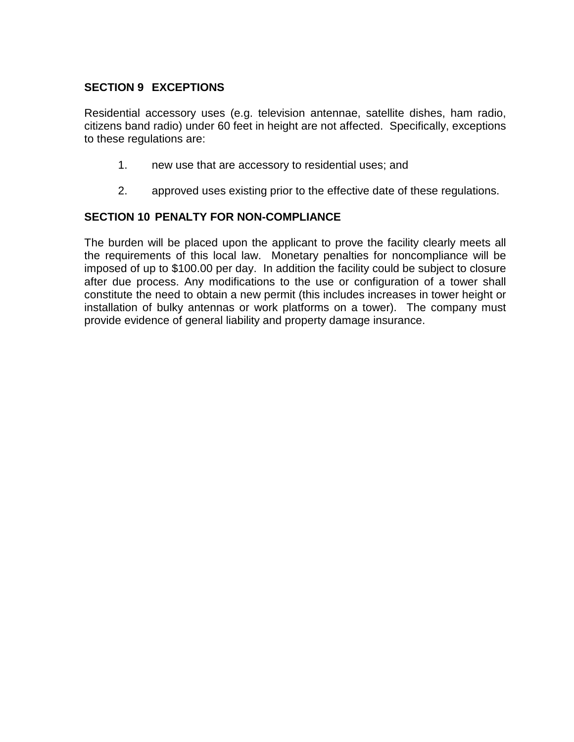## SECTION 9 EXCEPTIONS

Residential accessory uses (e.g. television antennae, satellite dishes, ham radio, citizens band radio) under 60 feet in height are not affected. Specifically, exceptions to these regulations are:

1. new use that are accessory to residential uses; and

2. approved uses existing prior to the effective date of these regulations.

## SECTION 10 PENALTY FOR NON-COMPLIANCE

The burden will be placed upon the applicant to prove the facility clearly meets all the requirements of this local law. Monetary penalties for noncompliance will be imposed of up to $100.00 per day. In addition the facility could be subject to closure after due process. Any modifications to the use or configuration of a tower shall constitute the need to obtain a new permit (this includes increases in tower height or installation of bulky antennas or work platforms on a tower). The company must provide evidence of general liability and property damage insurance.